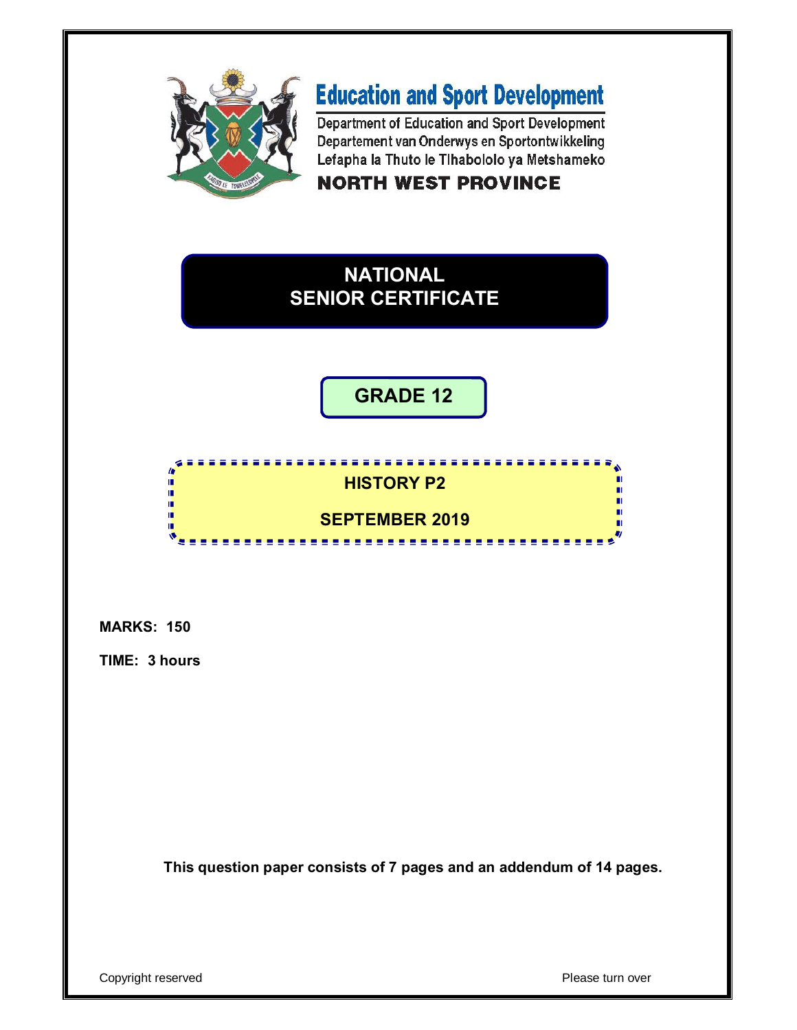# Education and Sport Development

Department of Education and Sport Development
Departement van Onderwys en Sportontwikkeling
Lefapha la Thuto le Tlhabololo ya Metshameko

**NORTH WEST PROVINCE**

# NATIONAL SENIOR CERTIFICATE

## GRADE 12

## HISTORY P2

## SEPTEMBER 2019

**MARKS: 150**

**TIME: 3 hours**

**This question paper consists of 7 pages and an addendum of 14 pages.**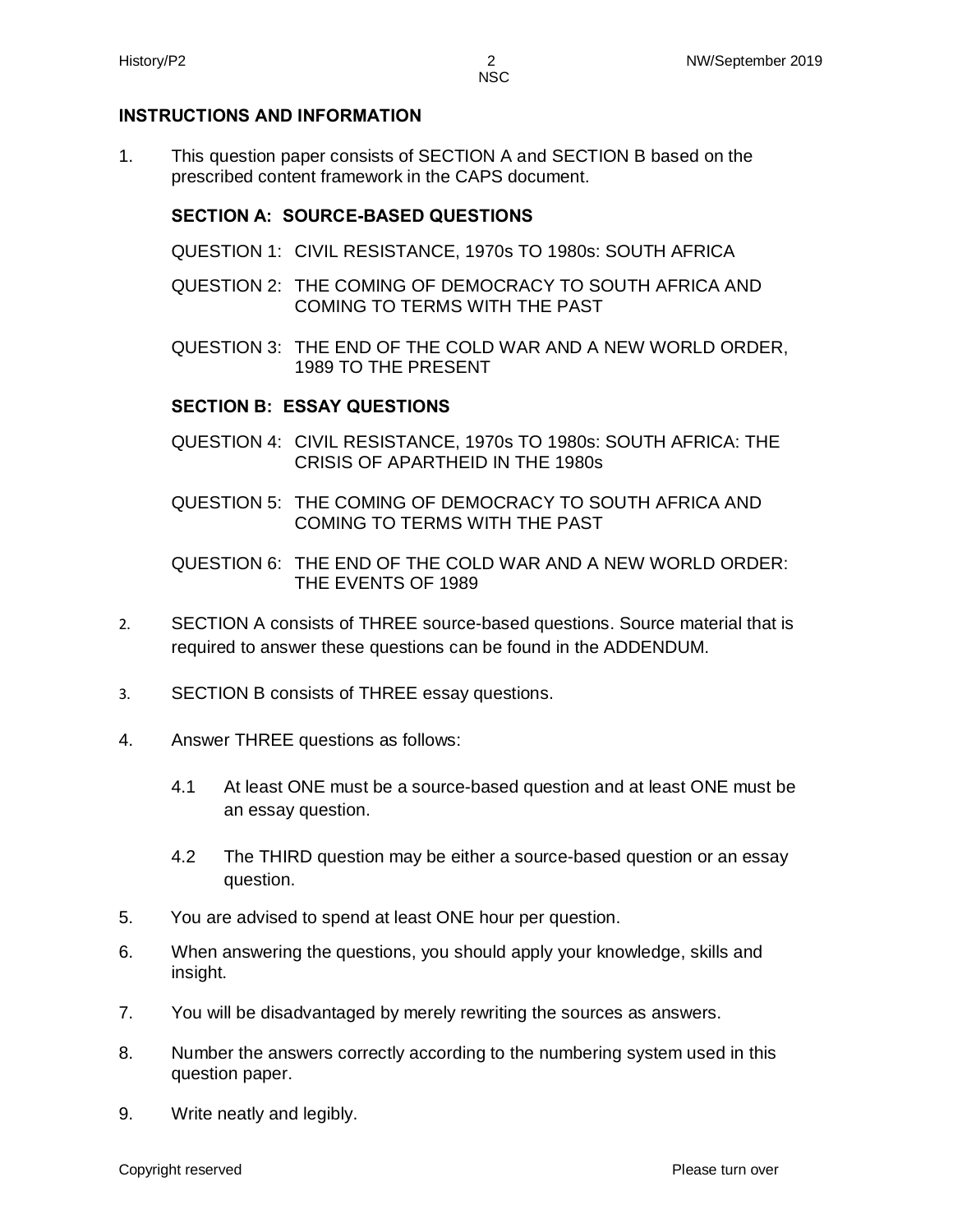## INSTRUCTIONS AND INFORMATION

1. This question paper consists of SECTION A and SECTION B based on the prescribed content framework in the CAPS document.

   **SECTION A: SOURCE-BASED QUESTIONS**

   QUESTION 1: CIVIL RESISTANCE, 1970s TO 1980s: SOUTH AFRICA

   QUESTION 2: THE COMING OF DEMOCRACY TO SOUTH AFRICA AND COMING TO TERMS WITH THE PAST

   QUESTION 3: THE END OF THE COLD WAR AND A NEW WORLD ORDER, 1989 TO THE PRESENT

   **SECTION B: ESSAY QUESTIONS**

   QUESTION 4: CIVIL RESISTANCE, 1970s TO 1980s: SOUTH AFRICA: THE CRISIS OF APARTHEID IN THE 1980s

   QUESTION 5: THE COMING OF DEMOCRACY TO SOUTH AFRICA AND COMING TO TERMS WITH THE PAST

   QUESTION 6: THE END OF THE COLD WAR AND A NEW WORLD ORDER: THE EVENTS OF 1989

2. SECTION A consists of THREE source-based questions. Source material that is required to answer these questions can be found in the ADDENDUM.

3. SECTION B consists of THREE essay questions.

4. Answer THREE questions as follows:

   4.1 At least ONE must be a source-based question and at least ONE must be an essay question.

   4.2 The THIRD question may be either a source-based question or an essay question.

5. You are advised to spend at least ONE hour per question.

6. When answering the questions, you should apply your knowledge, skills and insight.

7. You will be disadvantaged by merely rewriting the sources as answers.

8. Number the answers correctly according to the numbering system used in this question paper.

9. Write neatly and legibly.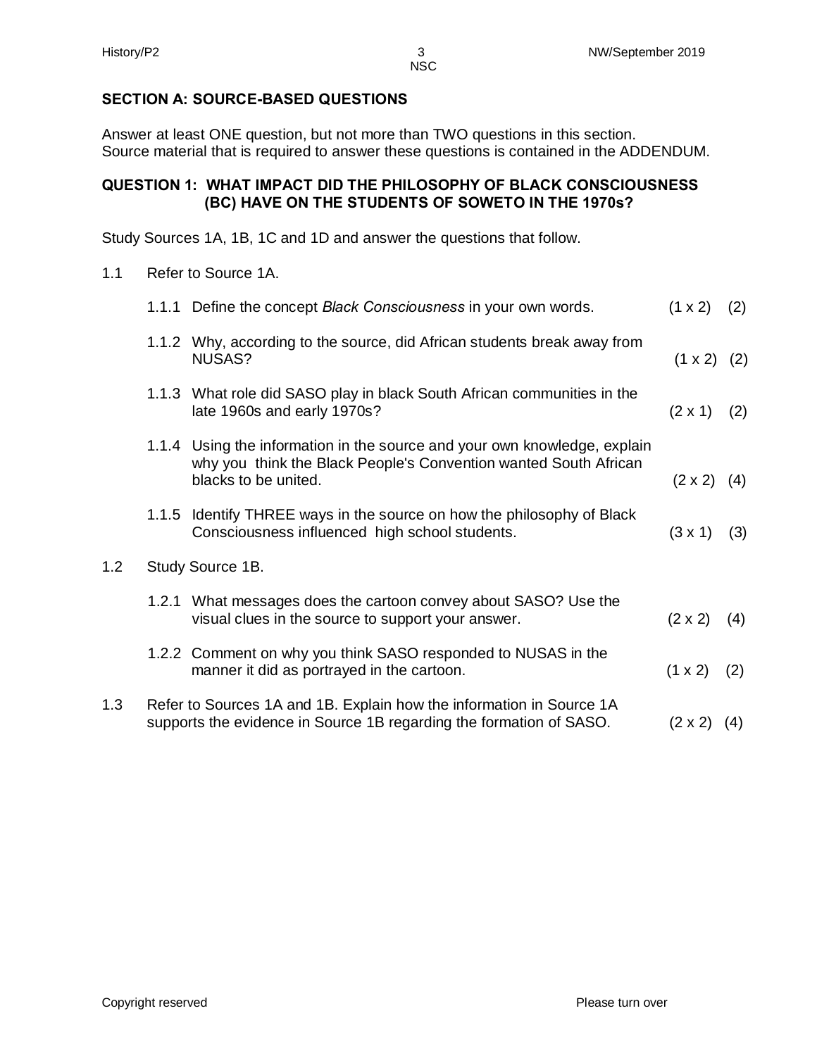## SECTION A: SOURCE-BASED QUESTIONS

Answer at least ONE question, but not more than TWO questions in this section. Source material that is required to answer these questions is contained in the ADDENDUM.

### QUESTION 1: WHAT IMPACT DID THE PHILOSOPHY OF BLACK CONSCIOUSNESS (BC) HAVE ON THE STUDENTS OF SOWETO IN THE 1970s?

Study Sources 1A, 1B, 1C and 1D and answer the questions that follow.

1.1 Refer to Source 1A.

1.1.1 Define the concept *Black Consciousness* in your own words. (1 x 2) (2)

1.1.2 Why, according to the source, did African students break away from NUSAS? (1 x 2) (2)

1.1.3 What role did SASO play in black South African communities in the late 1960s and early 1970s? (2 x 1) (2)

1.1.4 Using the information in the source and your own knowledge, explain why you think the Black People's Convention wanted South African blacks to be united. (2 x 2) (4)

1.1.5 Identify THREE ways in the source on how the philosophy of Black Consciousness influenced high school students. (3 x 1) (3)

1.2 Study Source 1B.

1.2.1 What messages does the cartoon convey about SASO? Use the visual clues in the source to support your answer. (2 x 2) (4)

1.2.2 Comment on why you think SASO responded to NUSAS in the manner it did as portrayed in the cartoon. (1 x 2) (2)

1.3 Refer to Sources 1A and 1B. Explain how the information in Source 1A supports the evidence in Source 1B regarding the formation of SASO. (2 x 2) (4)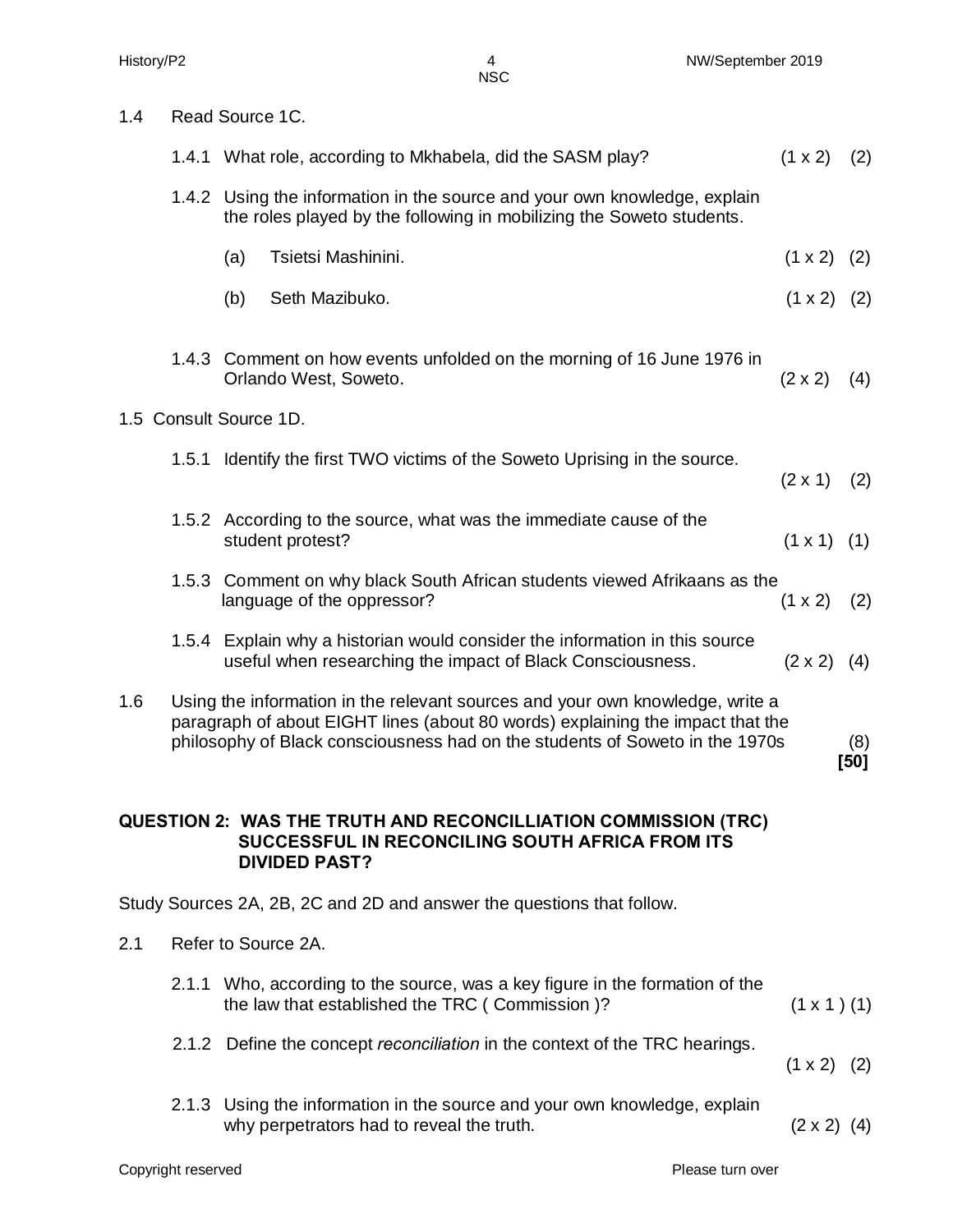1.4 Read Source 1C.

1.4.1 What role, according to Mkhabela, did the SASM play? (1 x 2) (2)

1.4.2 Using the information in the source and your own knowledge, explain the roles played by the following in mobilizing the Soweto students.

(a) Tsietsi Mashinini. (1 x 2) (2)

(b) Seth Mazibuko. (1 x 2) (2)

1.4.3 Comment on how events unfolded on the morning of 16 June 1976 in Orlando West, Soweto. (2 x 2) (4)

1.5 Consult Source 1D.

1.5.1 Identify the first TWO victims of the Soweto Uprising in the source. (2 x 1) (2)

1.5.2 According to the source, what was the immediate cause of the student protest? (1 x 1) (1)

1.5.3 Comment on why black South African students viewed Afrikaans as the language of the oppressor? (1 x 2) (2)

1.5.4 Explain why a historian would consider the information in this source useful when researching the impact of Black Consciousness. (2 x 2) (4)

1.6 Using the information in the relevant sources and your own knowledge, write a paragraph of about EIGHT lines (about 80 words) explaining the impact that the philosophy of Black consciousness had on the students of Soweto in the 1970s (8)
**[50]**

## QUESTION 2: WAS THE TRUTH AND RECONCILLIATION COMMISSION (TRC) SUCCESSFUL IN RECONCILING SOUTH AFRICA FROM ITS DIVIDED PAST?

Study Sources 2A, 2B, 2C and 2D and answer the questions that follow.

2.1 Refer to Source 2A.

2.1.1 Who, according to the source, was a key figure in the formation of the the law that established the TRC ( Commission )? (1 x 1 ) (1)

2.1.2 Define the concept *reconciliation* in the context of the TRC hearings. (1 x 2) (2)

2.1.3 Using the information in the source and your own knowledge, explain why perpetrators had to reveal the truth. (2 x 2) (4)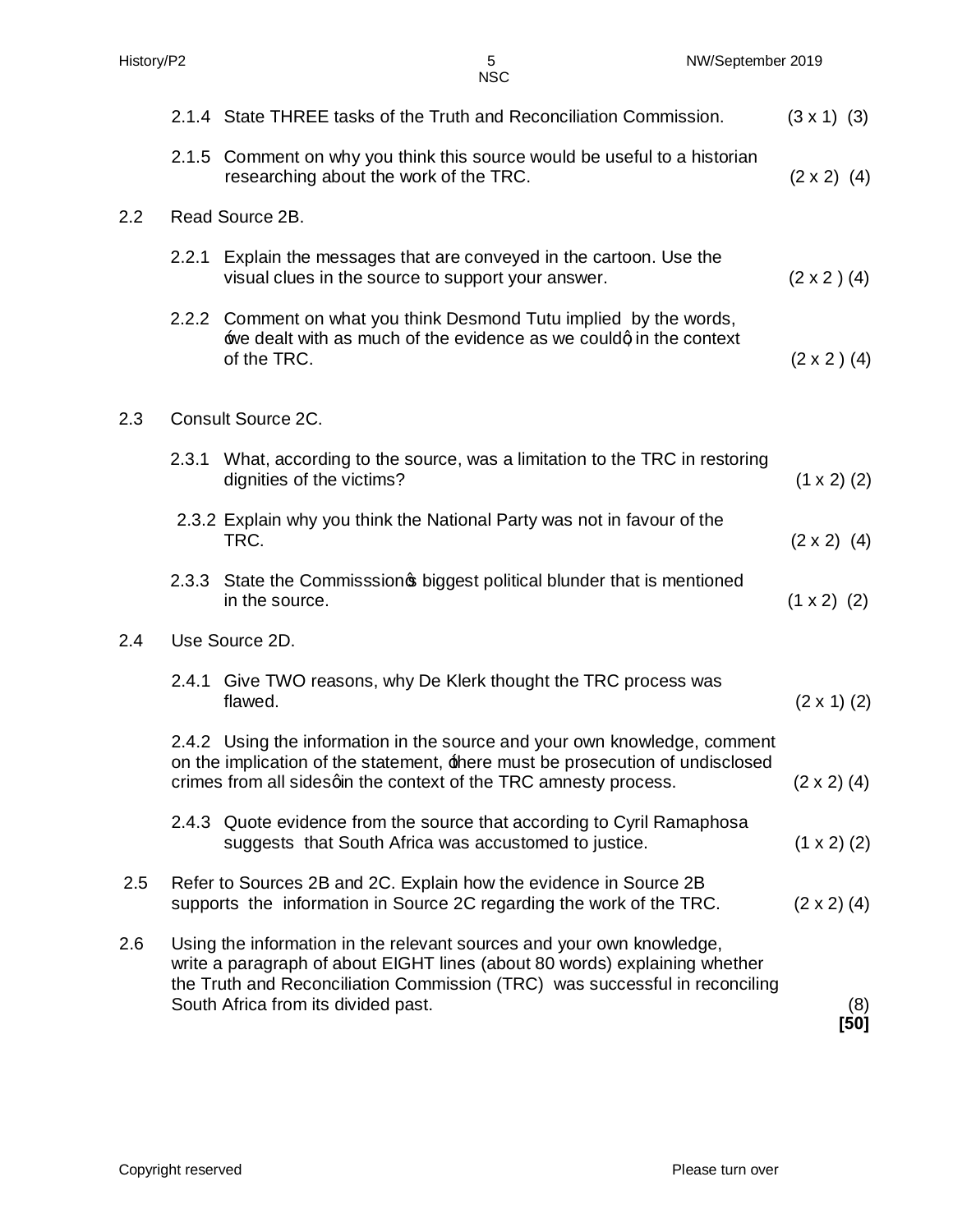2.1.4 State THREE tasks of the Truth and Reconciliation Commission. (3 x 1) (3)

2.1.5 Comment on why you think this source would be useful to a historian researching about the work of the TRC. (2 x 2) (4)

2.2 Read Source 2B.

2.2.1 Explain the messages that are conveyed in the cartoon. Use the visual clues in the source to support your answer. (2 x 2 ) (4)

2.2.2 Comment on what you think Desmond Tutu implied by the words, 'we dealt with as much of the evidence as we could', in the context of the TRC. (2 x 2 ) (4)

2.3 Consult Source 2C.

2.3.1 What, according to the source, was a limitation to the TRC in restoring dignities of the victims? (1 x 2) (2)

2.3.2 Explain why you think the National Party was not in favour of the TRC. (2 x 2) (4)

2.3.3 State the Commisssion's biggest political blunder that is mentioned in the source. (1 x 2) (2)

2.4 Use Source 2D.

2.4.1 Give TWO reasons, why De Klerk thought the TRC process was flawed. (2 x 1) (2)

2.4.2 Using the information in the source and your own knowledge, comment on the implication of the statement, 'there must be prosecution of undisclosed crimes from all sides' in the context of the TRC amnesty process. (2 x 2) (4)

2.4.3 Quote evidence from the source that according to Cyril Ramaphosa suggests that South Africa was accustomed to justice. (1 x 2) (2)

2.5 Refer to Sources 2B and 2C. Explain how the evidence in Source 2B supports the information in Source 2C regarding the work of the TRC. (2 x 2) (4)

2.6 Using the information in the relevant sources and your own knowledge, write a paragraph of about EIGHT lines (about 80 words) explaining whether the Truth and Reconciliation Commission (TRC) was successful in reconciling South Africa from its divided past. (8)

**[50]**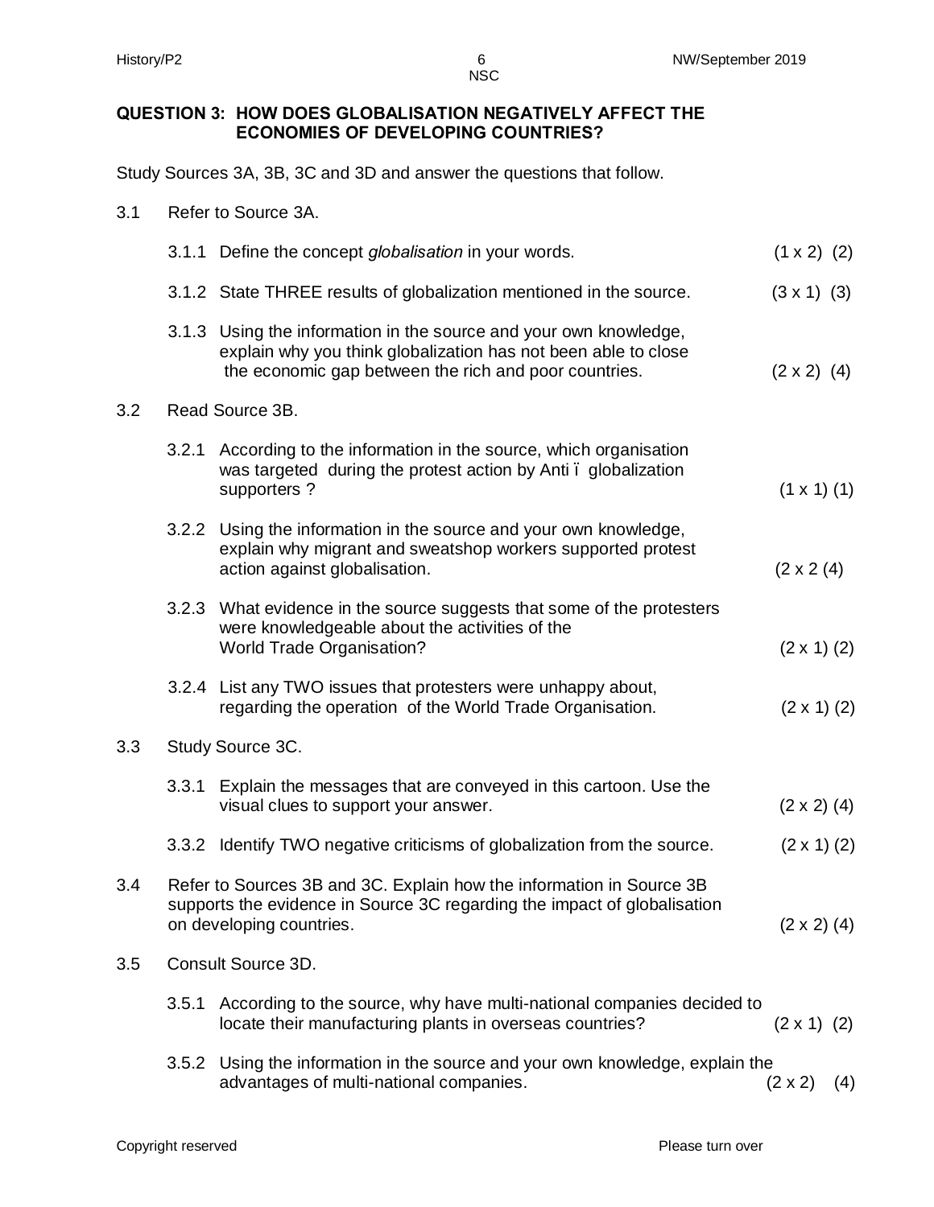## QUESTION 3: HOW DOES GLOBALISATION NEGATIVELY AFFECT THE ECONOMIES OF DEVELOPING COUNTRIES?

Study Sources 3A, 3B, 3C and 3D and answer the questions that follow.

3.1 Refer to Source 3A.

3.1.1 Define the concept *globalisation* in your words. (1 x 2) (2)

3.1.2 State THREE results of globalization mentioned in the source. (3 x 1) (3)

3.1.3 Using the information in the source and your own knowledge, explain why you think globalization has not been able to close the economic gap between the rich and poor countries. (2 x 2) (4)

3.2 Read Source 3B.

3.2.1 According to the information in the source, which organisation was targeted during the protest action by Anti – globalization supporters ? (1 x 1) (1)

3.2.2 Using the information in the source and your own knowledge, explain why migrant and sweatshop workers supported protest action against globalisation. (2 x 2 (4)

3.2.3 What evidence in the source suggests that some of the protesters were knowledgeable about the activities of the World Trade Organisation? (2 x 1) (2)

3.2.4 List any TWO issues that protesters were unhappy about, regarding the operation of the World Trade Organisation. (2 x 1) (2)

3.3 Study Source 3C.

3.3.1 Explain the messages that are conveyed in this cartoon. Use the visual clues to support your answer. (2 x 2) (4)

3.3.2 Identify TWO negative criticisms of globalization from the source. (2 x 1) (2)

3.4 Refer to Sources 3B and 3C. Explain how the information in Source 3B supports the evidence in Source 3C regarding the impact of globalisation on developing countries. (2 x 2) (4)

3.5 Consult Source 3D.

3.5.1 According to the source, why have multi-national companies decided to locate their manufacturing plants in overseas countries? (2 x 1) (2)

3.5.2 Using the information in the source and your own knowledge, explain the advantages of multi-national companies. (2 x 2) (4)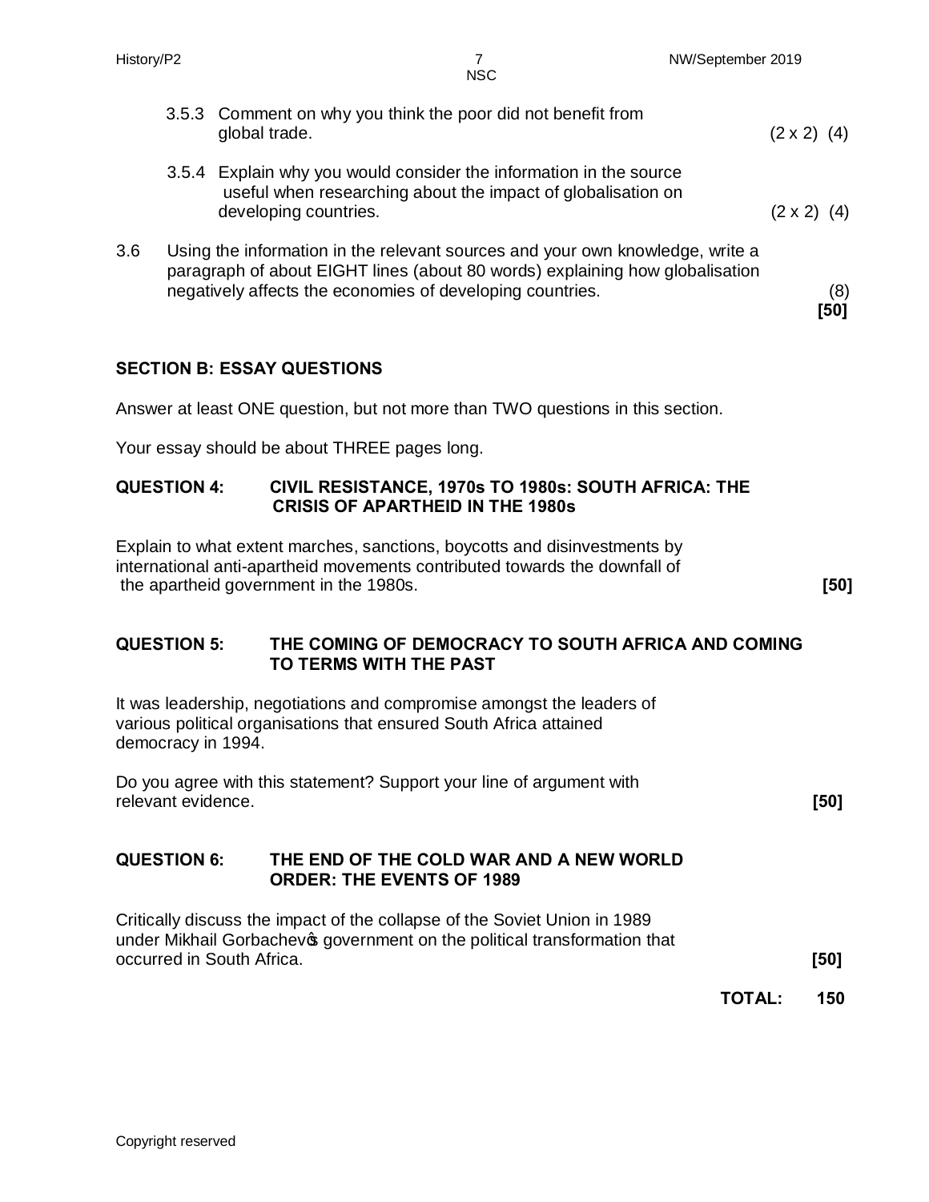3.5.3 Comment on why you think the poor did not benefit from global trade. (2 x 2) (4)

3.5.4 Explain why you would consider the information in the source useful when researching about the impact of globalisation on developing countries. (2 x 2) (4)

3.6 Using the information in the relevant sources and your own knowledge, write a paragraph of about EIGHT lines (about 80 words) explaining how globalisation negatively affects the economies of developing countries. (8)
**[50]**

## SECTION B: ESSAY QUESTIONS

Answer at least ONE question, but not more than TWO questions in this section.

Your essay should be about THREE pages long.

### QUESTION 4: CIVIL RESISTANCE, 1970s TO 1980s: SOUTH AFRICA: THE CRISIS OF APARTHEID IN THE 1980s

Explain to what extent marches, sanctions, boycotts and disinvestments by international anti-apartheid movements contributed towards the downfall of the apartheid government in the 1980s. **[50]**

### QUESTION 5: THE COMING OF DEMOCRACY TO SOUTH AFRICA AND COMING TO TERMS WITH THE PAST

It was leadership, negotiations and compromise amongst the leaders of various political organisations that ensured South Africa attained democracy in 1994.

Do you agree with this statement? Support your line of argument with relevant evidence. **[50]**

### QUESTION 6: THE END OF THE COLD WAR AND A NEW WORLD ORDER: THE EVENTS OF 1989

Critically discuss the impact of the collapse of the Soviet Union in 1989 under Mikhail Gorbachev's government on the political transformation that occurred in South Africa. **[50]**

**TOTAL: 150**